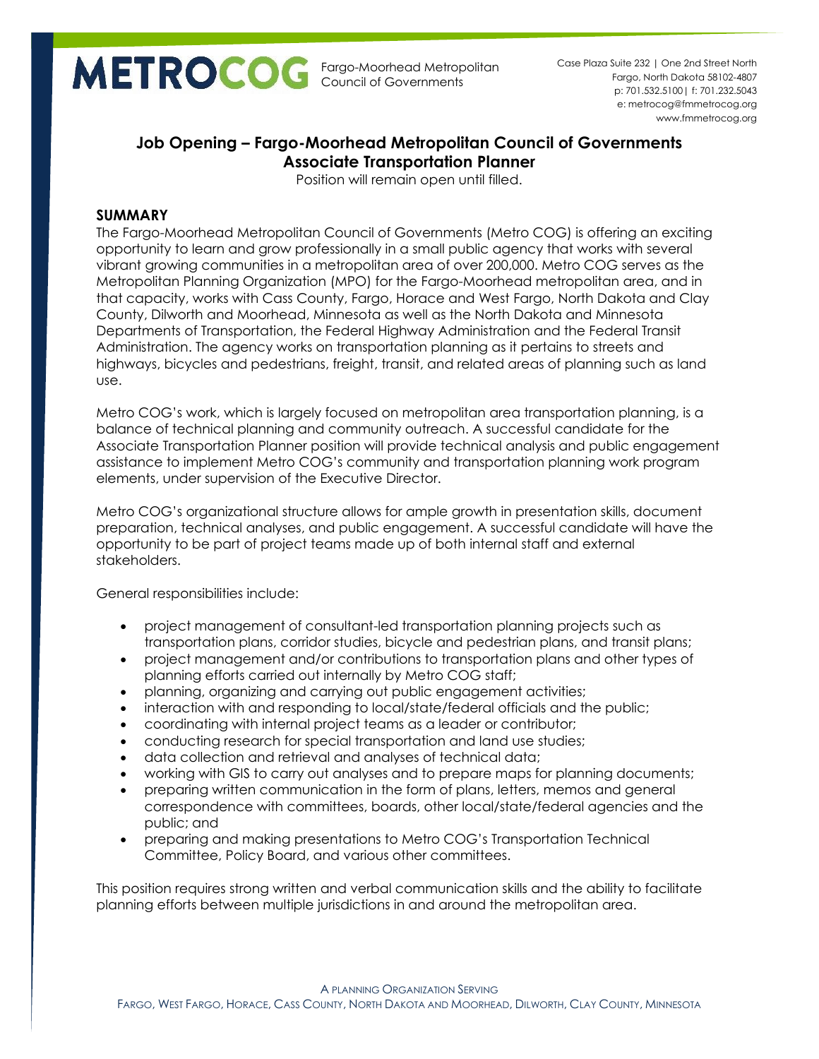METROCOG Fargo-Moorhead Metropolitan Council of Governments

Case Plaza Suite 232 | One 2nd Street North
Fargo, North Dakota 58102-4807
p: 701.532.5100| f: 701.232.5043
e: metrocog@fmmetrocog.org
www.fmmetrocog.org

## Job Opening – Fargo-Moorhead Metropolitan Council of Governments Associate Transportation Planner

Position will remain open until filled.

### SUMMARY

The Fargo-Moorhead Metropolitan Council of Governments (Metro COG) is offering an exciting opportunity to learn and grow professionally in a small public agency that works with several vibrant growing communities in a metropolitan area of over 200,000. Metro COG serves as the Metropolitan Planning Organization (MPO) for the Fargo-Moorhead metropolitan area, and in that capacity, works with Cass County, Fargo, Horace and West Fargo, North Dakota and Clay County, Dilworth and Moorhead, Minnesota as well as the North Dakota and Minnesota Departments of Transportation, the Federal Highway Administration and the Federal Transit Administration. The agency works on transportation planning as it pertains to streets and highways, bicycles and pedestrians, freight, transit, and related areas of planning such as land use.

Metro COG's work, which is largely focused on metropolitan area transportation planning, is a balance of technical planning and community outreach. A successful candidate for the Associate Transportation Planner position will provide technical analysis and public engagement assistance to implement Metro COG's community and transportation planning work program elements, under supervision of the Executive Director.

Metro COG's organizational structure allows for ample growth in presentation skills, document preparation, technical analyses, and public engagement. A successful candidate will have the opportunity to be part of project teams made up of both internal staff and external stakeholders.

General responsibilities include:

- project management of consultant-led transportation planning projects such as transportation plans, corridor studies, bicycle and pedestrian plans, and transit plans;
- project management and/or contributions to transportation plans and other types of planning efforts carried out internally by Metro COG staff;
- planning, organizing and carrying out public engagement activities;
- interaction with and responding to local/state/federal officials and the public;
- coordinating with internal project teams as a leader or contributor;
- conducting research for special transportation and land use studies;
- data collection and retrieval and analyses of technical data;
- working with GIS to carry out analyses and to prepare maps for planning documents;
- preparing written communication in the form of plans, letters, memos and general correspondence with committees, boards, other local/state/federal agencies and the public; and
- preparing and making presentations to Metro COG's Transportation Technical Committee, Policy Board, and various other committees.

This position requires strong written and verbal communication skills and the ability to facilitate planning efforts between multiple jurisdictions in and around the metropolitan area.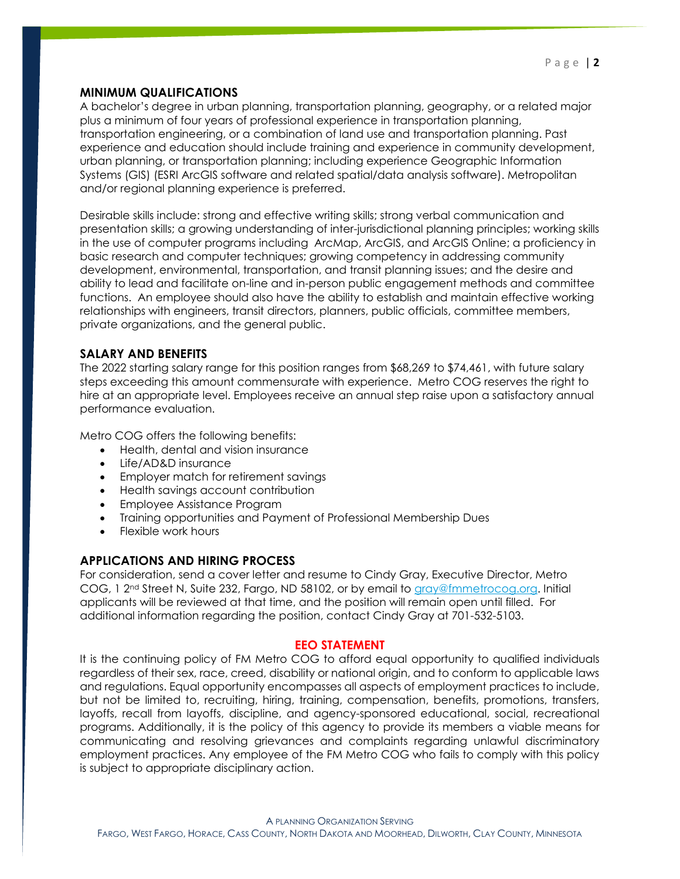## MINIMUM QUALIFICATIONS

A bachelor's degree in urban planning, transportation planning, geography, or a related major plus a minimum of four years of professional experience in transportation planning, transportation engineering, or a combination of land use and transportation planning. Past experience and education should include training and experience in community development, urban planning, or transportation planning; including experience Geographic Information Systems (GIS) (ESRI ArcGIS software and related spatial/data analysis software). Metropolitan and/or regional planning experience is preferred.

Desirable skills include: strong and effective writing skills; strong verbal communication and presentation skills; a growing understanding of inter-jurisdictional planning principles; working skills in the use of computer programs including ArcMap, ArcGIS, and ArcGIS Online; a proficiency in basic research and computer techniques; growing competency in addressing community development, environmental, transportation, and transit planning issues; and the desire and ability to lead and facilitate on-line and in-person public engagement methods and committee functions. An employee should also have the ability to establish and maintain effective working relationships with engineers, transit directors, planners, public officials, committee members, private organizations, and the general public.

## SALARY AND BENEFITS

The 2022 starting salary range for this position ranges from $68,269 to $74,461, with future salary steps exceeding this amount commensurate with experience. Metro COG reserves the right to hire at an appropriate level. Employees receive an annual step raise upon a satisfactory annual performance evaluation.

Metro COG offers the following benefits:

- Health, dental and vision insurance
- Life/AD&D insurance
- Employer match for retirement savings
- Health savings account contribution
- Employee Assistance Program
- Training opportunities and Payment of Professional Membership Dues
- Flexible work hours

## APPLICATIONS AND HIRING PROCESS

For consideration, send a cover letter and resume to Cindy Gray, Executive Director, Metro COG, 1 2nd Street N, Suite 232, Fargo, ND 58102, or by email to gray@fmmetrocog.org. Initial applicants will be reviewed at that time, and the position will remain open until filled. For additional information regarding the position, contact Cindy Gray at 701-532-5103.

## EEO STATEMENT

It is the continuing policy of FM Metro COG to afford equal opportunity to qualified individuals regardless of their sex, race, creed, disability or national origin, and to conform to applicable laws and regulations. Equal opportunity encompasses all aspects of employment practices to include, but not be limited to, recruiting, hiring, training, compensation, benefits, promotions, transfers, layoffs, recall from layoffs, discipline, and agency-sponsored educational, social, recreational programs. Additionally, it is the policy of this agency to provide its members a viable means for communicating and resolving grievances and complaints regarding unlawful discriminatory employment practices. Any employee of the FM Metro COG who fails to comply with this policy is subject to appropriate disciplinary action.